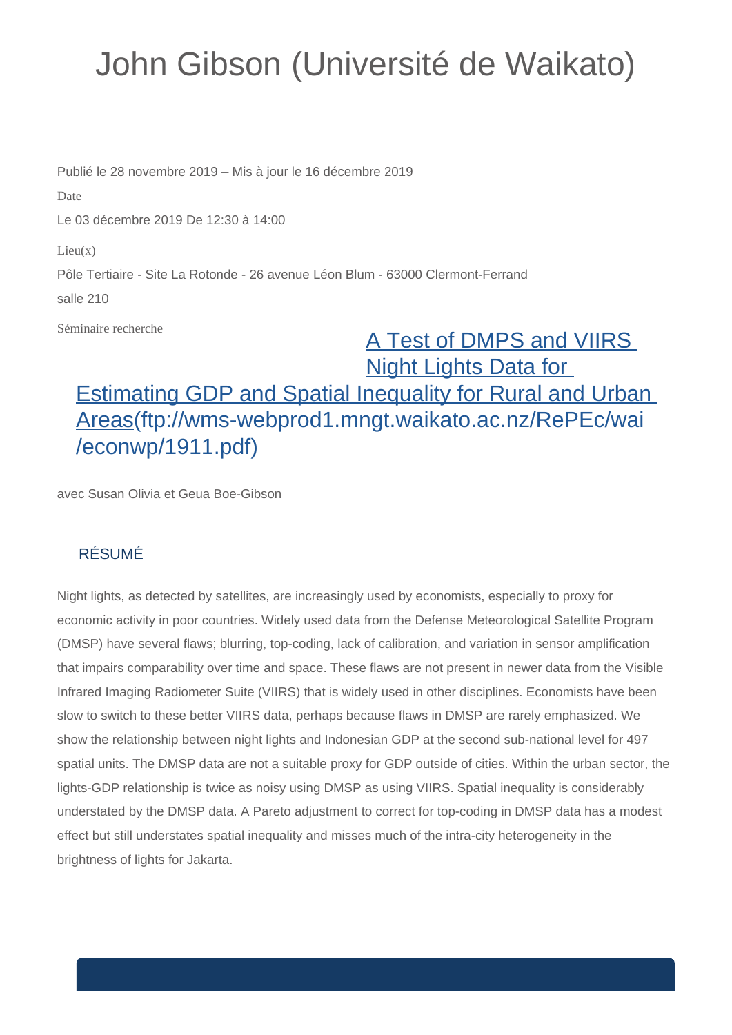# John Gibson (Université de Waikato)

Publié le 28 novembre 2019 – Mis à jour le 16 décembre 2019

Date

Le 03 décembre 2019 De 12:30 à 14:00

Lieu(x)

Pôle Tertiaire - Site La Rotonde - 26 avenue Léon Blum - 63000 Clermont-Ferrand

salle 210

Séminaire recherche

## [A Test of DMPS and VIIRS Night Lights Data for Estimating GDP and Spatial Inequality for Rural and Urban Areas](ftp://wms-webprod1.mngt.waikato.ac.nz/RePEc/wai/econwp/1911.pdf)(ftp://wms-webprod1.mngt.waikato.ac.nz/RePEc/wai/econwp/1911.pdf)

avec Susan Olivia et Geua Boe-Gibson

### RÉSUMÉ

Night lights, as detected by satellites, are increasingly used by economists, especially to proxy for economic activity in poor countries. Widely used data from the Defense Meteorological Satellite Program (DMSP) have several flaws; blurring, top-coding, lack of calibration, and variation in sensor amplification that impairs comparability over time and space. These flaws are not present in newer data from the Visible Infrared Imaging Radiometer Suite (VIIRS) that is widely used in other disciplines. Economists have been slow to switch to these better VIIRS data, perhaps because flaws in DMSP are rarely emphasized. We show the relationship between night lights and Indonesian GDP at the second sub-national level for 497 spatial units. The DMSP data are not a suitable proxy for GDP outside of cities. Within the urban sector, the lights-GDP relationship is twice as noisy using DMSP as using VIIRS. Spatial inequality is considerably understated by the DMSP data. A Pareto adjustment to correct for top-coding in DMSP data has a modest effect but still understates spatial inequality and misses much of the intra-city heterogeneity in the brightness of lights for Jakarta.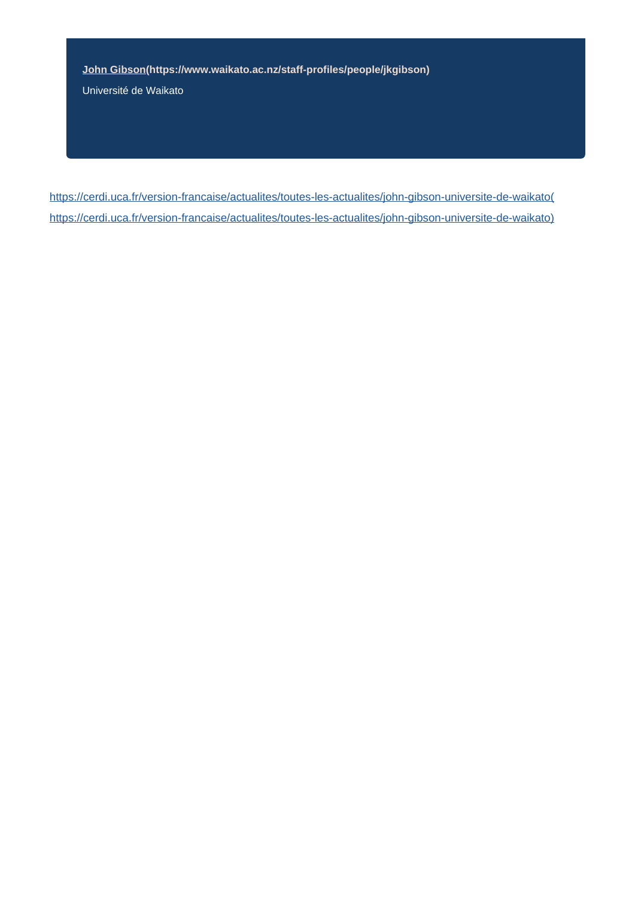**John Gibson(https://www.waikato.ac.nz/staff-profiles/people/jkgibson)**

Université de Waikato

https://cerdi.uca.fr/version-francaise/actualites/toutes-les-actualites/john-gibson-universite-de-waikato(
https://cerdi.uca.fr/version-francaise/actualites/toutes-les-actualites/john-gibson-universite-de-waikato)